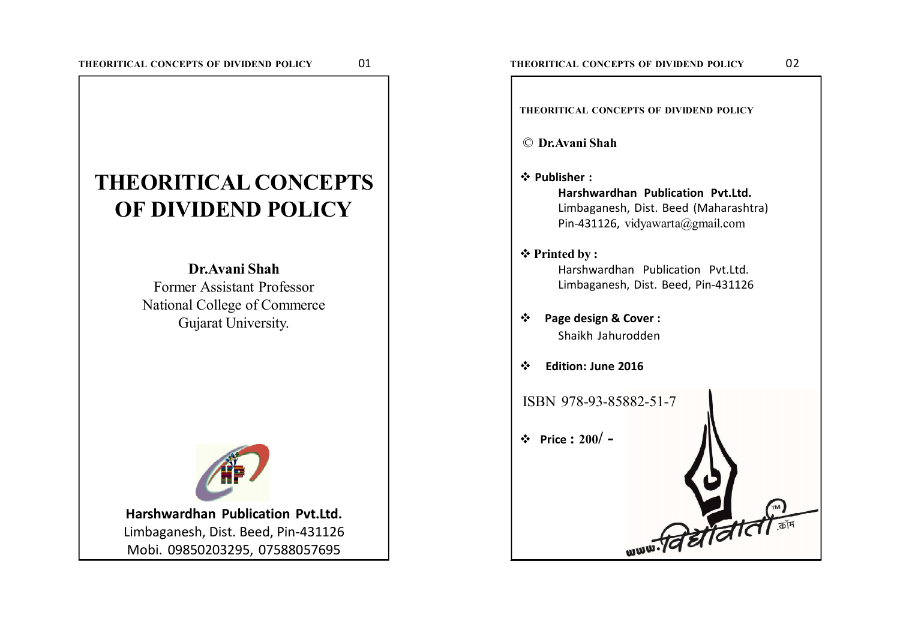# THEORITICAL CONCEPTS OF DIVIDEND POLICY

**Dr.Avani Shah**
Former Assistant Professor
National College of Commerce
Gujarat University.

**Harshwardhan Publication Pvt.Ltd.**
Limbaganesh, Dist. Beed, Pin-431126
Mobi. 09850203295, 07588057695

---

**THEORITICAL CONCEPTS OF DIVIDEND POLICY**

© **Dr.Avani Shah**

- **Publisher :**
  **Harshwardhan Publication Pvt.Ltd.**
  Limbaganesh, Dist. Beed (Maharashtra)
  Pin-431126, vidyawarta@gmail.com

- **Printed by :**
  Harshwardhan Publication Pvt.Ltd.
  Limbaganesh, Dist. Beed, Pin-431126

- **Page design & Cover :**
  Shaikh Jahurodden

- **Edition: June 2016**

ISBN 978-93-85882-51-7

- **Price : 200/ -**

www.विद्यावार्ता.कॉम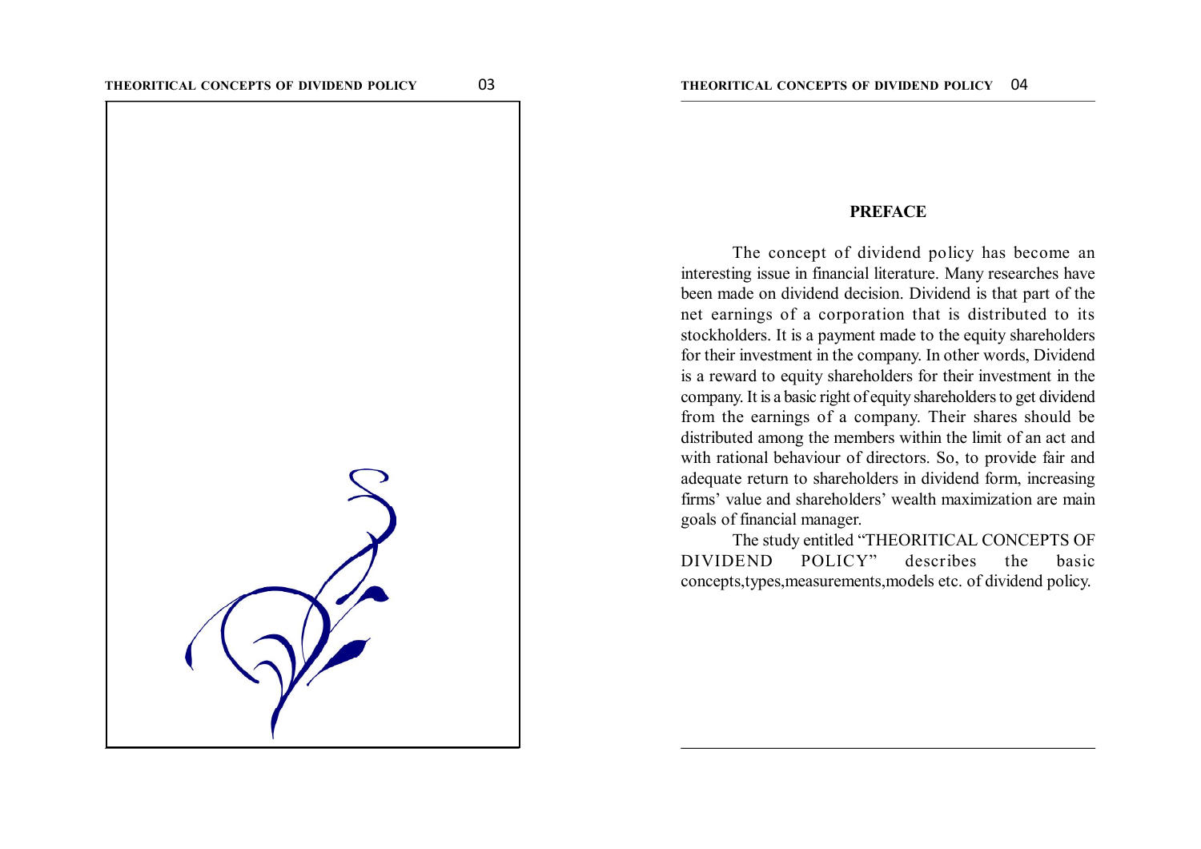## PREFACE

The concept of dividend policy has become an interesting issue in financial literature. Many researches have been made on dividend decision. Dividend is that part of the net earnings of a corporation that is distributed to its stockholders. It is a payment made to the equity shareholders for their investment in the company. In other words, Dividend is a reward to equity shareholders for their investment in the company. It is a basic right of equity shareholders to get dividend from the earnings of a company. Their shares should be distributed among the members within the limit of an act and with rational behaviour of directors. So, to provide fair and adequate return to shareholders in dividend form, increasing firms' value and shareholders' wealth maximization are main goals of financial manager.

The study entitled "THEORITICAL CONCEPTS OF DIVIDEND POLICY" describes the basic concepts,types,measurements,models etc. of dividend policy.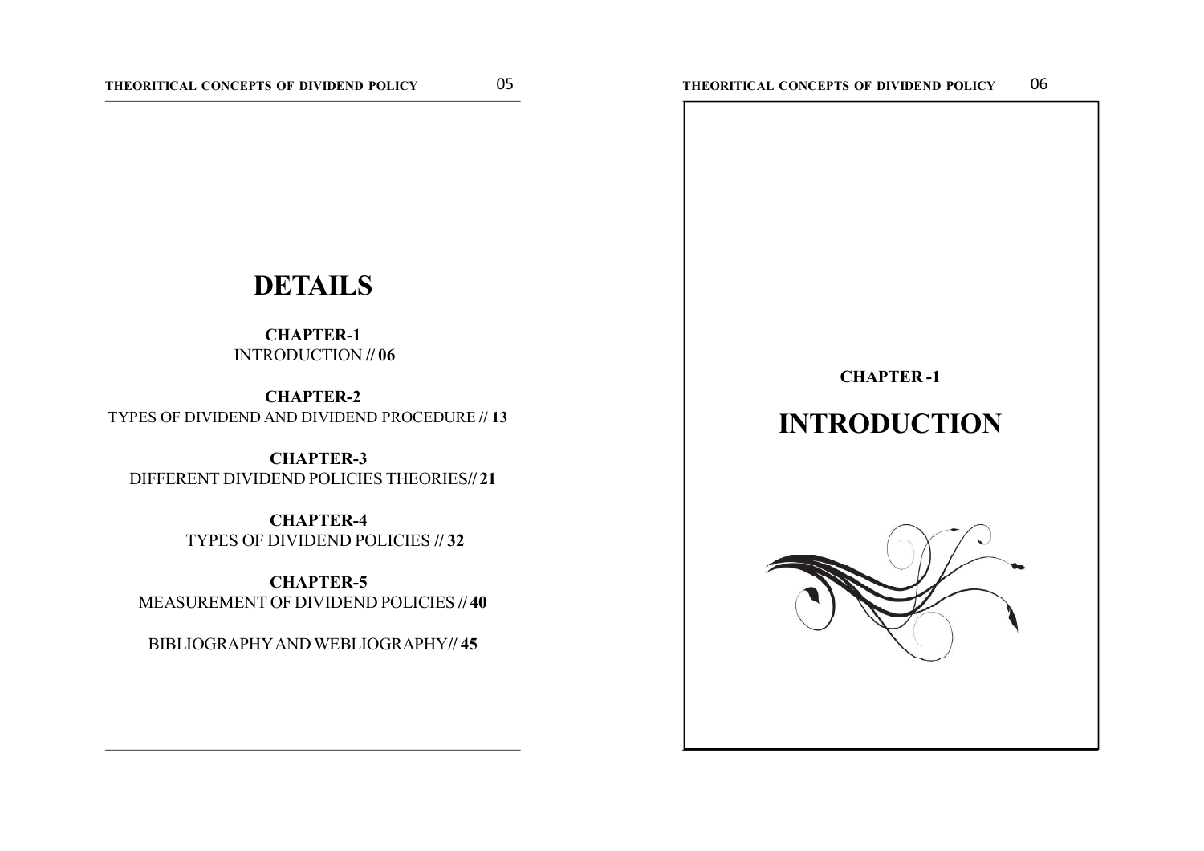# DETAILS

**CHAPTER-1**
INTRODUCTION // **06**

**CHAPTER-2**
TYPES OF DIVIDEND AND DIVIDEND PROCEDURE // **13**

**CHAPTER-3**
DIFFERENT DIVIDEND POLICIES THEORIES// **21**

**CHAPTER-4**
TYPES OF DIVIDEND POLICIES // **32**

**CHAPTER-5**
MEASUREMENT OF DIVIDEND POLICIES // **40**

BIBLIOGRAPHY AND WEBLIOGRAPHY// **45**

**CHAPTER -1**

# INTRODUCTION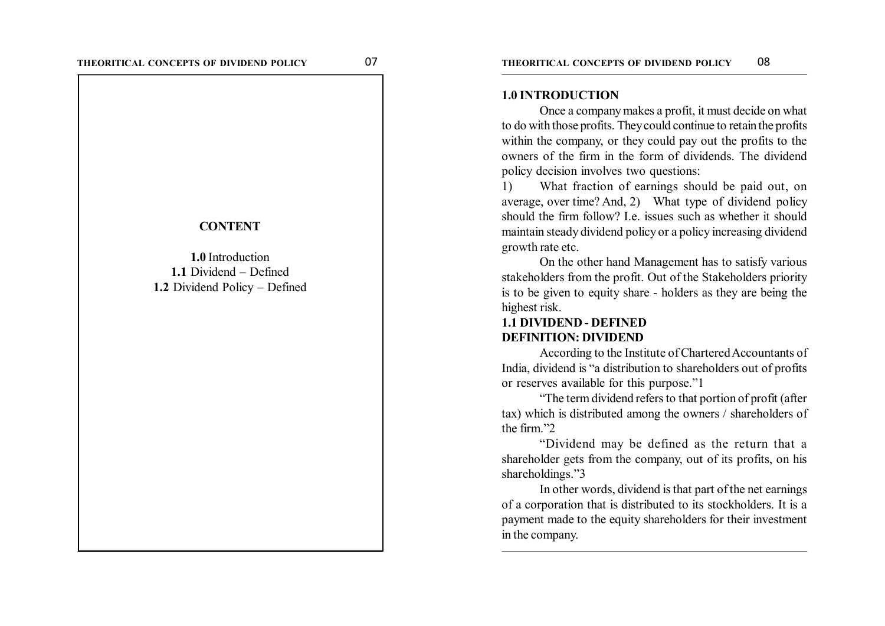## CONTENT

**1.0** Introduction
**1.1** Dividend – Defined
**1.2** Dividend Policy – Defined

## 1.0 INTRODUCTION

Once a company makes a profit, it must decide on what to do with those profits. They could continue to retain the profits within the company, or they could pay out the profits to the owners of the firm in the form of dividends. The dividend policy decision involves two questions:

1) What fraction of earnings should be paid out, on average, over time? And, 2) What type of dividend policy should the firm follow? I.e. issues such as whether it should maintain steady dividend policy or a policy increasing dividend growth rate etc.

On the other hand Management has to satisfy various stakeholders from the profit. Out of the Stakeholders priority is to be given to equity share - holders as they are being the highest risk.

## 1.1 DIVIDEND - DEFINED

### DEFINITION: DIVIDEND

According to the Institute of Chartered Accountants of India, dividend is "a distribution to shareholders out of profits or reserves available for this purpose."1

"The term dividend refers to that portion of profit (after tax) which is distributed among the owners / shareholders of the firm."2

"Dividend may be defined as the return that a shareholder gets from the company, out of its profits, on his shareholdings."3

In other words, dividend is that part of the net earnings of a corporation that is distributed to its stockholders. It is a payment made to the equity shareholders for their investment in the company.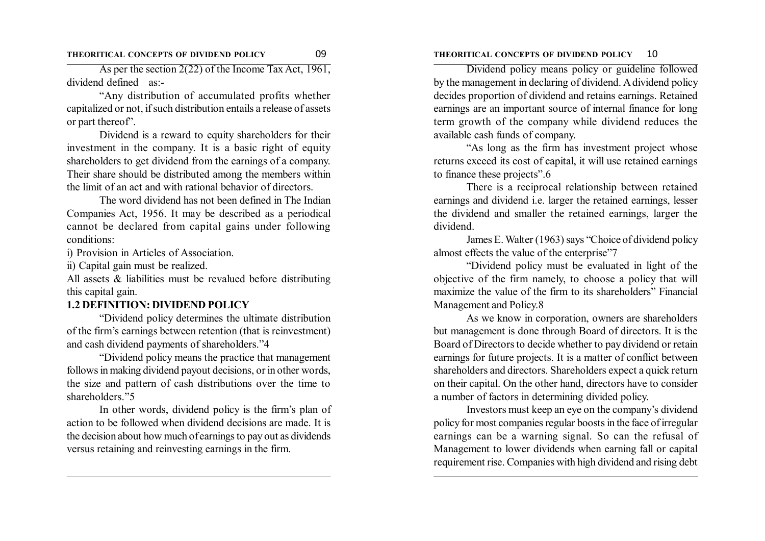As per the section 2(22) of the Income Tax Act, 1961, dividend defined as:-

"Any distribution of accumulated profits whether capitalized or not, if such distribution entails a release of assets or part thereof".

Dividend is a reward to equity shareholders for their investment in the company. It is a basic right of equity shareholders to get dividend from the earnings of a company. Their share should be distributed among the members within the limit of an act and with rational behavior of directors.

The word dividend has not been defined in The Indian Companies Act, 1956. It may be described as a periodical cannot be declared from capital gains under following conditions:

i) Provision in Articles of Association.

ii) Capital gain must be realized.

All assets & liabilities must be revalued before distributing this capital gain.

**1.2 DEFINITION: DIVIDEND POLICY**

"Dividend policy determines the ultimate distribution of the firm's earnings between retention (that is reinvestment) and cash dividend payments of shareholders."4

"Dividend policy means the practice that management follows in making dividend payout decisions, or in other words, the size and pattern of cash distributions over the time to shareholders."5

In other words, dividend policy is the firm's plan of action to be followed when dividend decisions are made. It is the decision about how much of earnings to pay out as dividends versus retaining and reinvesting earnings in the firm.

Dividend policy means policy or guideline followed by the management in declaring of dividend. A dividend policy decides proportion of dividend and retains earnings. Retained earnings are an important source of internal finance for long term growth of the company while dividend reduces the available cash funds of company.

"As long as the firm has investment project whose returns exceed its cost of capital, it will use retained earnings to finance these projects".6

There is a reciprocal relationship between retained earnings and dividend i.e. larger the retained earnings, lesser the dividend and smaller the retained earnings, larger the dividend.

James E. Walter (1963) says "Choice of dividend policy almost effects the value of the enterprise"7

"Dividend policy must be evaluated in light of the objective of the firm namely, to choose a policy that will maximize the value of the firm to its shareholders" Financial Management and Policy.8

As we know in corporation, owners are shareholders but management is done through Board of directors. It is the Board of Directors to decide whether to pay dividend or retain earnings for future projects. It is a matter of conflict between shareholders and directors. Shareholders expect a quick return on their capital. On the other hand, directors have to consider a number of factors in determining divided policy.

Investors must keep an eye on the company's dividend policy for most companies regular boosts in the face of irregular earnings can be a warning signal. So can the refusal of Management to lower dividends when earning fall or capital requirement rise. Companies with high dividend and rising debt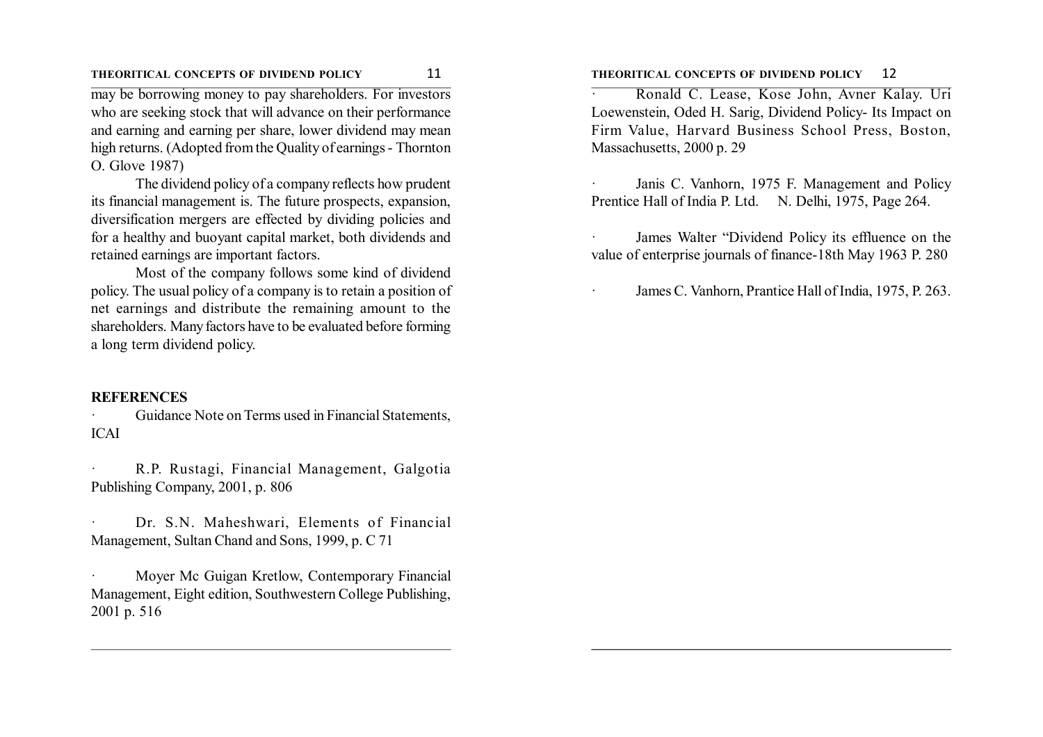may be borrowing money to pay shareholders. For investors who are seeking stock that will advance on their performance and earning and earning per share, lower dividend may mean high returns. (Adopted from the Quality of earnings - Thornton O. Glove 1987)

The dividend policy of a company reflects how prudent its financial management is. The future prospects, expansion, diversification mergers are effected by dividing policies and for a healthy and buoyant capital market, both dividends and retained earnings are important factors.

Most of the company follows some kind of dividend policy. The usual policy of a company is to retain a position of net earnings and distribute the remaining amount to the shareholders. Many factors have to be evaluated before forming a long term dividend policy.

**REFERENCES**

- Guidance Note on Terms used in Financial Statements, ICAI

- R.P. Rustagi, Financial Management, Galgotia Publishing Company, 2001, p. 806

- Dr. S.N. Maheshwari, Elements of Financial Management, Sultan Chand and Sons, 1999, p. C 71

- Moyer Mc Guigan Kretlow, Contemporary Financial Management, Eight edition, Southwestern College Publishing, 2001 p. 516

- Ronald C. Lease, Kose John, Avner Kalay. Uri Loewenstein, Oded H. Sarig, Dividend Policy- Its Impact on Firm Value, Harvard Business School Press, Boston, Massachusetts, 2000 p. 29

- Janis C. Vanhorn, 1975 F. Management and Policy Prentice Hall of India P. Ltd. N. Delhi, 1975, Page 264.

- James Walter "Dividend Policy its effluence on the value of enterprise journals of finance-18th May 1963 P. 280

- James C. Vanhorn, Prantice Hall of India, 1975, P. 263.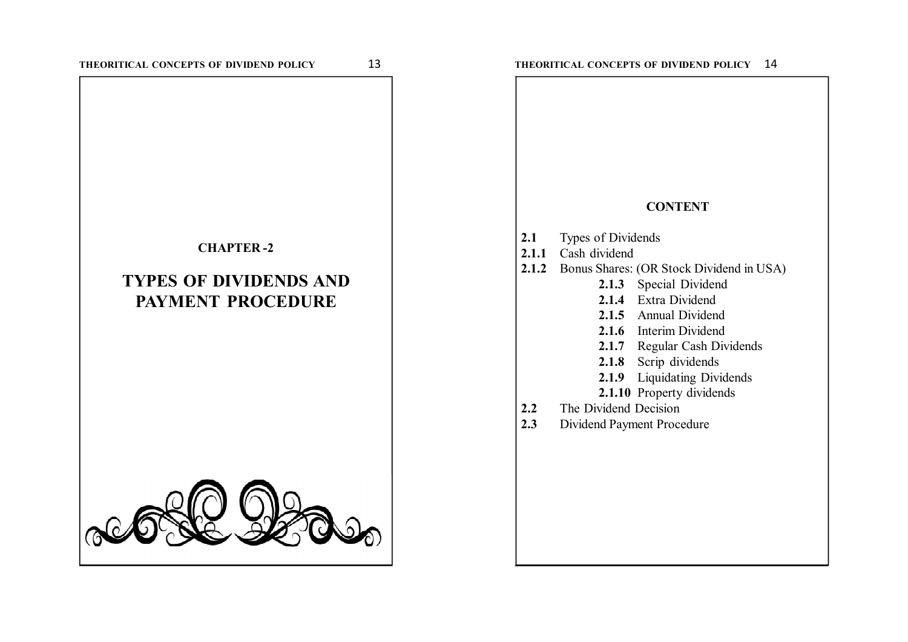**CHAPTER -2**

# TYPES OF DIVIDENDS AND PAYMENT PROCEDURE

## CONTENT

**2.1** Types of Dividends

**2.1.1** Cash dividend

**2.1.2** Bonus Shares: (OR Stock Dividend in USA)

- **2.1.3** Special Dividend
- **2.1.4** Extra Dividend
- **2.1.5** Annual Dividend
- **2.1.6** Interim Dividend
- **2.1.7** Regular Cash Dividends
- **2.1.8** Scrip dividends
- **2.1.9** Liquidating Dividends
- **2.1.10** Property dividends

**2.2** The Dividend Decision

**2.3** Dividend Payment Procedure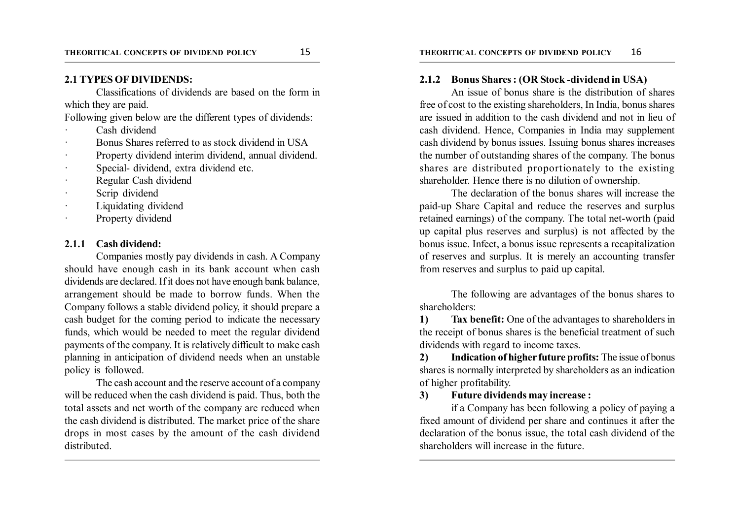## 2.1 TYPES OF DIVIDENDS:

Classifications of dividends are based on the form in which they are paid.

Following given below are the different types of dividends:

- Cash dividend
- Bonus Shares referred to as stock dividend in USA
- Property dividend interim dividend, annual dividend.
- Special- dividend, extra dividend etc.
- Regular Cash dividend
- Scrip dividend
- Liquidating dividend
- Property dividend

### 2.1.1 Cash dividend:

Companies mostly pay dividends in cash. A Company should have enough cash in its bank account when cash dividends are declared. If it does not have enough bank balance, arrangement should be made to borrow funds. When the Company follows a stable dividend policy, it should prepare a cash budget for the coming period to indicate the necessary funds, which would be needed to meet the regular dividend payments of the company. It is relatively difficult to make cash planning in anticipation of dividend needs when an unstable policy is followed.

The cash account and the reserve account of a company will be reduced when the cash dividend is paid. Thus, both the total assets and net worth of the company are reduced when the cash dividend is distributed. The market price of the share drops in most cases by the amount of the cash dividend distributed.

### 2.1.2 Bonus Shares : (OR Stock -dividend in USA)

An issue of bonus share is the distribution of shares free of cost to the existing shareholders, In India, bonus shares are issued in addition to the cash dividend and not in lieu of cash dividend. Hence, Companies in India may supplement cash dividend by bonus issues. Issuing bonus shares increases the number of outstanding shares of the company. The bonus shares are distributed proportionately to the existing shareholder. Hence there is no dilution of ownership.

The declaration of the bonus shares will increase the paid-up Share Capital and reduce the reserves and surplus retained earnings) of the company. The total net-worth (paid up capital plus reserves and surplus) is not affected by the bonus issue. Infect, a bonus issue represents a recapitalization of reserves and surplus. It is merely an accounting transfer from reserves and surplus to paid up capital.

The following are advantages of the bonus shares to shareholders:

1) **Tax benefit:** One of the advantages to shareholders in the receipt of bonus shares is the beneficial treatment of such dividends with regard to income taxes.

2) **Indication of higher future profits:** The issue of bonus shares is normally interpreted by shareholders as an indication of higher profitability.

3) **Future dividends may increase :**

if a Company has been following a policy of paying a fixed amount of dividend per share and continues it after the declaration of the bonus issue, the total cash dividend of the shareholders will increase in the future.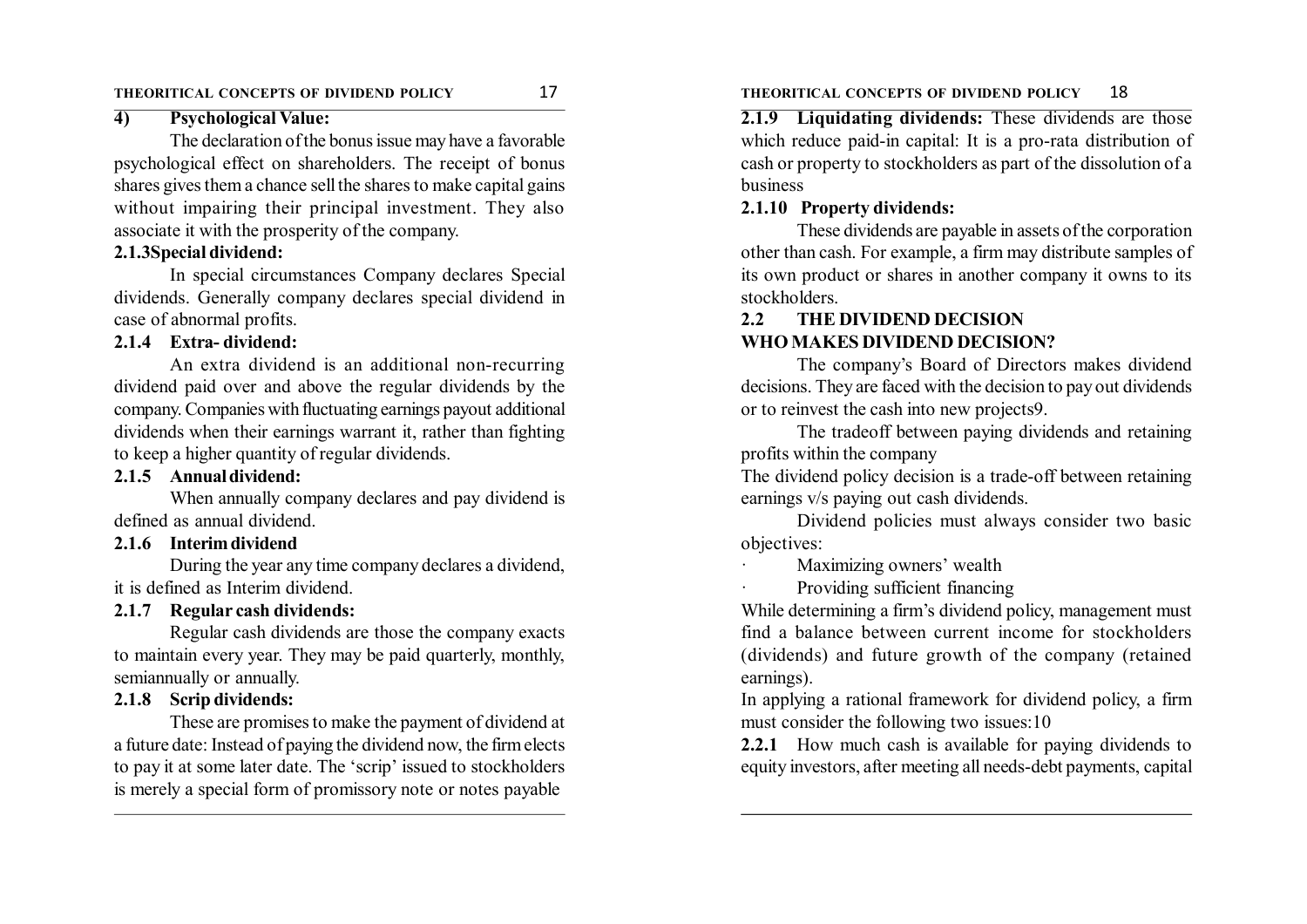#### 4) Psychological Value:

The declaration of the bonus issue may have a favorable psychological effect on shareholders. The receipt of bonus shares gives them a chance sell the shares to make capital gains without impairing their principal investment. They also associate it with the prosperity of the company.

### 2.1.3Special dividend:

In special circumstances Company declares Special dividends. Generally company declares special dividend in case of abnormal profits.

### 2.1.4 Extra- dividend:

An extra dividend is an additional non-recurring dividend paid over and above the regular dividends by the company. Companies with fluctuating earnings payout additional dividends when their earnings warrant it, rather than fighting to keep a higher quantity of regular dividends.

### 2.1.5 Annual dividend:

When annually company declares and pay dividend is defined as annual dividend.

### 2.1.6 Interim dividend

During the year any time company declares a dividend, it is defined as Interim dividend.

### 2.1.7 Regular cash dividends:

Regular cash dividends are those the company exacts to maintain every year. They may be paid quarterly, monthly, semiannually or annually.

### 2.1.8 Scrip dividends:

These are promises to make the payment of dividend at a future date: Instead of paying the dividend now, the firm elects to pay it at some later date. The 'scrip' issued to stockholders is merely a special form of promissory note or notes payable

### 2.1.9 Liquidating dividends:

These dividends are those which reduce paid-in capital: It is a pro-rata distribution of cash or property to stockholders as part of the dissolution of a business

### 2.1.10 Property dividends:

These dividends are payable in assets of the corporation other than cash. For example, a firm may distribute samples of its own product or shares in another company it owns to its stockholders.

## 2.2 THE DIVIDEND DECISION

### WHO MAKES DIVIDEND DECISION?

The company's Board of Directors makes dividend decisions. They are faced with the decision to pay out dividends or to reinvest the cash into new projects9.

The tradeoff between paying dividends and retaining profits within the company

The dividend policy decision is a trade-off between retaining earnings v/s paying out cash dividends.

Dividend policies must always consider two basic objectives:

- Maximizing owners' wealth
- Providing sufficient financing

While determining a firm's dividend policy, management must find a balance between current income for stockholders (dividends) and future growth of the company (retained earnings).

In applying a rational framework for dividend policy, a firm must consider the following two issues:10

**2.2.1** How much cash is available for paying dividends to equity investors, after meeting all needs-debt payments, capital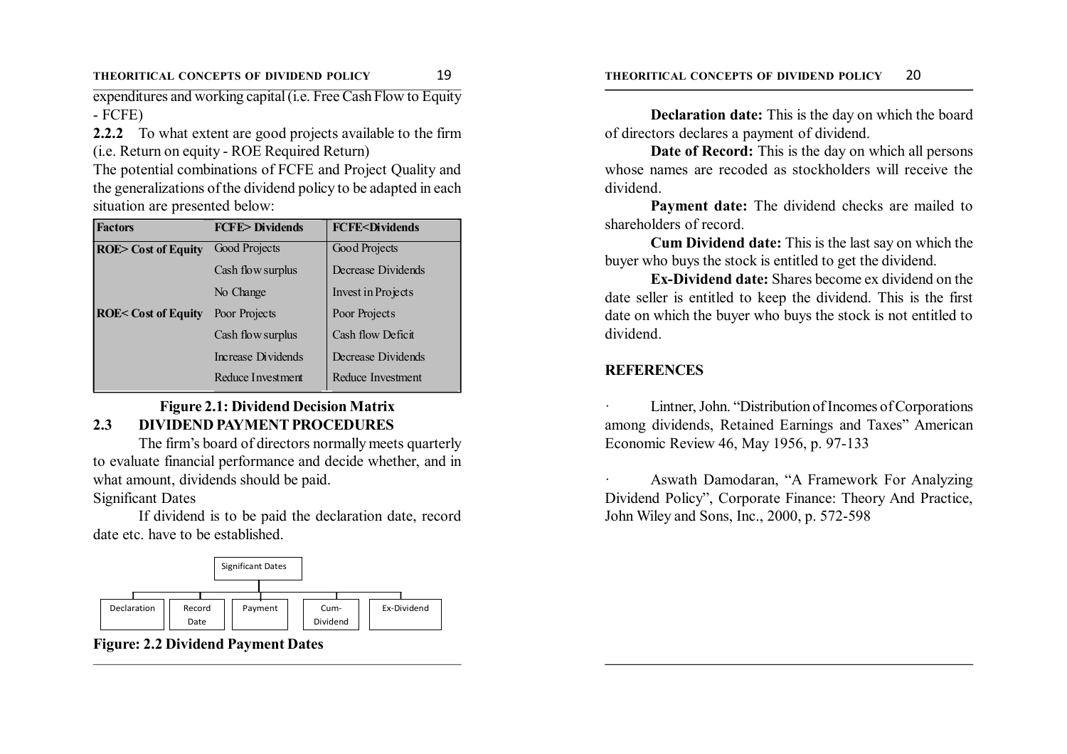expenditures and working capital (i.e. Free Cash Flow to Equity - FCFE)

**2.2.2** To what extent are good projects available to the firm (i.e. Return on equity - ROE Required Return)

The potential combinations of FCFE and Project Quality and the generalizations of the dividend policy to be adapted in each situation are presented below:

| Factors | FCFE> Dividends | FCFE<Dividends |
|---|---|---|
| ROE> Cost of Equity | Good Projects | Good Projects |
| | Cash flow surplus | Decrease Dividends |
| | No Change | Invest in Projects |
| ROE< Cost of Equity | Poor Projects | Poor Projects |
| | Cash flow surplus | Cash flow Deficit |
| | Increase Dividends | Decrease Dividends |
| | Reduce Investment | Reduce Investment |

**Figure 2.1: Dividend Decision Matrix**

## 2.3 DIVIDEND PAYMENT PROCEDURES

The firm's board of directors normally meets quarterly to evaluate financial performance and decide whether, and in what amount, dividends should be paid.

Significant Dates

If dividend is to be paid the declaration date, record date etc. have to be established.

Significant Dates
- Declaration
- Record Date
- Payment
- Cum-Dividend
- Ex-Dividend

**Figure: 2.2 Dividend Payment Dates**

**Declaration date:** This is the day on which the board of directors declares a payment of dividend.

**Date of Record:** This is the day on which all persons whose names are recoded as stockholders will receive the dividend.

**Payment date:** The dividend checks are mailed to shareholders of record.

**Cum Dividend date:** This is the last say on which the buyer who buys the stock is entitled to get the dividend.

**Ex-Dividend date:** Shares become ex dividend on the date seller is entitled to keep the dividend. This is the first date on which the buyer who buys the stock is not entitled to dividend.

## REFERENCES

- Lintner, John. "Distribution of Incomes of Corporations among dividends, Retained Earnings and Taxes" American Economic Review 46, May 1956, p. 97-133

- Aswath Damodaran, "A Framework For Analyzing Dividend Policy", Corporate Finance: Theory And Practice, John Wiley and Sons, Inc., 2000, p. 572-598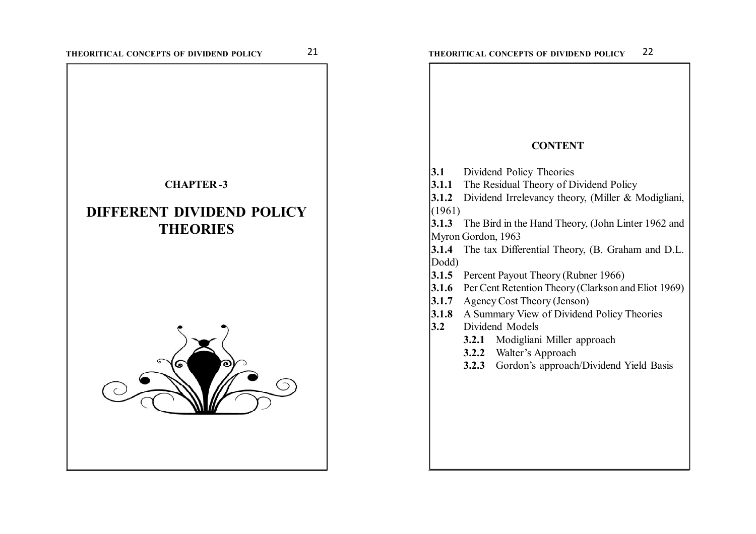**CHAPTER -3**

# DIFFERENT DIVIDEND POLICY THEORIES

## CONTENT

**3.1** Dividend Policy Theories

**3.1.1** The Residual Theory of Dividend Policy

**3.1.2** Dividend Irrelevancy theory, (Miller & Modigliani, (1961)

**3.1.3** The Bird in the Hand Theory, (John Linter 1962 and Myron Gordon, 1963

**3.1.4** The tax Differential Theory, (B. Graham and D.L. Dodd)

**3.1.5** Percent Payout Theory (Rubner 1966)

**3.1.6** Per Cent Retention Theory (Clarkson and Eliot 1969)

**3.1.7** Agency Cost Theory (Jenson)

**3.1.8** A Summary View of Dividend Policy Theories

**3.2** Dividend Models

- **3.2.1** Modigliani Miller approach
- **3.2.2** Walter's Approach
- **3.2.3** Gordon's approach/Dividend Yield Basis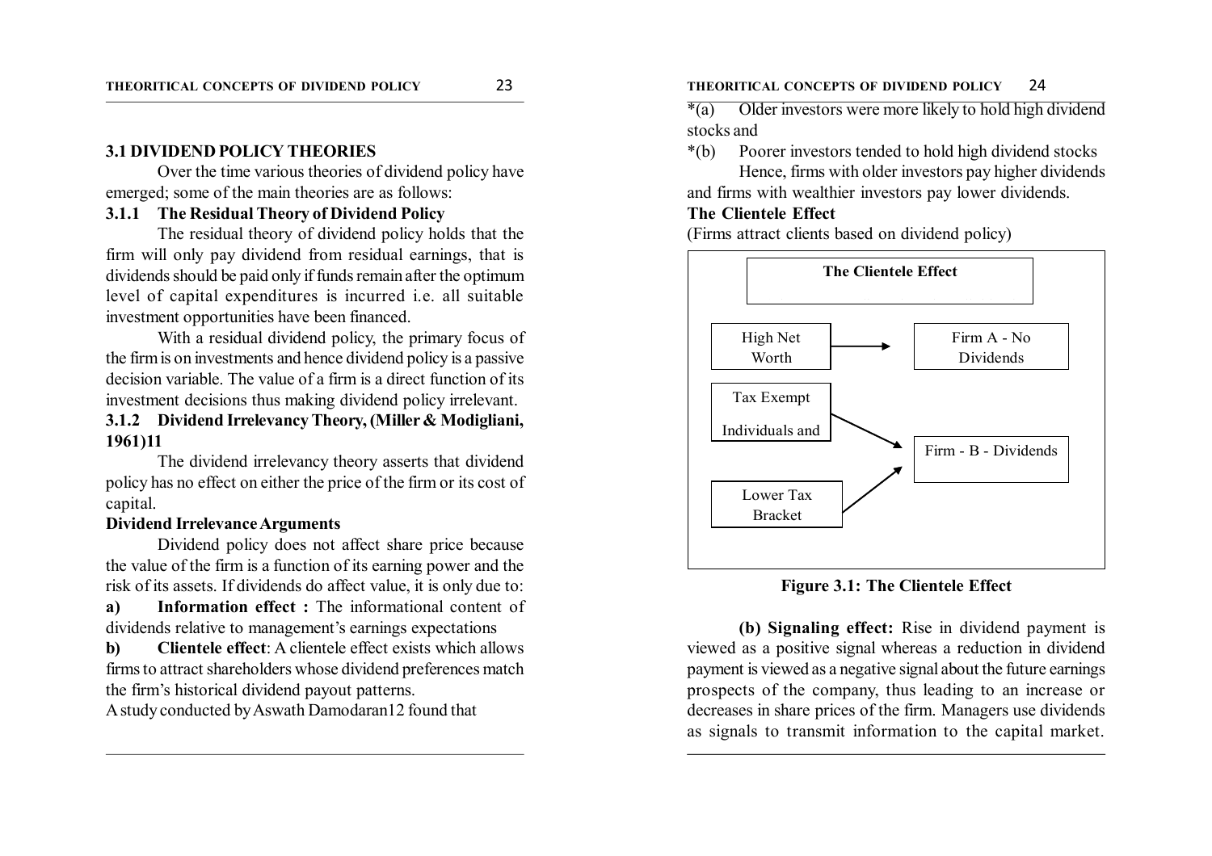## 3.1 DIVIDEND POLICY THEORIES

Over the time various theories of dividend policy have emerged; some of the main theories are as follows:

### 3.1.1 The Residual Theory of Dividend Policy

The residual theory of dividend policy holds that the firm will only pay dividend from residual earnings, that is dividends should be paid only if funds remain after the optimum level of capital expenditures is incurred i.e. all suitable investment opportunities have been financed.

With a residual dividend policy, the primary focus of the firm is on investments and hence dividend policy is a passive decision variable. The value of a firm is a direct function of its investment decisions thus making dividend policy irrelevant.

### 3.1.2 Dividend Irrelevancy Theory, (Miller & Modigliani, 1961)11

The dividend irrelevancy theory asserts that dividend policy has no effect on either the price of the firm or its cost of capital.

**Dividend Irrelevance Arguments**

Dividend policy does not affect share price because the value of the firm is a function of its earning power and the risk of its assets. If dividends do affect value, it is only due to:

**a) Information effect :** The informational content of dividends relative to management's earnings expectations

**b) Clientele effect**: A clientele effect exists which allows firms to attract shareholders whose dividend preferences match the firm's historical dividend payout patterns.

A study conducted by Aswath Damodaran12 found that

*(a) Older investors were more likely to hold high dividend stocks and

*(b) Poorer investors tended to hold high dividend stocks

Hence, firms with older investors pay higher dividends and firms with wealthier investors pay lower dividends.

**The Clientele Effect**

(Firms attract clients based on dividend policy)

**The Clientele Effect**

High Net Worth → Firm A - No Dividends

Tax Exempt Individuals and → Firm - B - Dividends

Lower Tax Bracket → Firm - B - Dividends

**Figure 3.1: The Clientele Effect**

**(b) Signaling effect:** Rise in dividend payment is viewed as a positive signal whereas a reduction in dividend payment is viewed as a negative signal about the future earnings prospects of the company, thus leading to an increase or decreases in share prices of the firm. Managers use dividends as signals to transmit information to the capital market.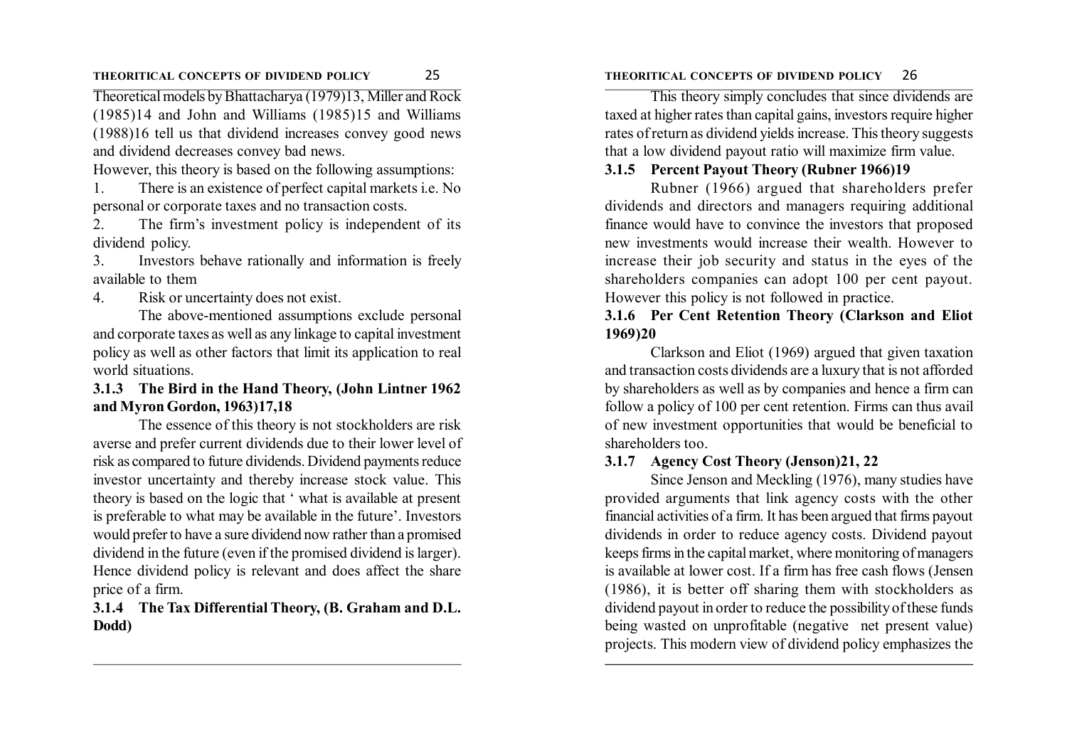Theoretical models by Bhattacharya (1979)13, Miller and Rock (1985)14 and John and Williams (1985)15 and Williams (1988)16 tell us that dividend increases convey good news and dividend decreases convey bad news.

However, this theory is based on the following assumptions:

1. There is an existence of perfect capital markets i.e. No personal or corporate taxes and no transaction costs.
2. The firm's investment policy is independent of its dividend policy.
3. Investors behave rationally and information is freely available to them
4. Risk or uncertainty does not exist.

The above-mentioned assumptions exclude personal and corporate taxes as well as any linkage to capital investment policy as well as other factors that limit its application to real world situations.

### 3.1.3 The Bird in the Hand Theory, (John Lintner 1962 and Myron Gordon, 1963)17,18

The essence of this theory is not stockholders are risk averse and prefer current dividends due to their lower level of risk as compared to future dividends. Dividend payments reduce investor uncertainty and thereby increase stock value. This theory is based on the logic that ' what is available at present is preferable to what may be available in the future'. Investors would prefer to have a sure dividend now rather than a promised dividend in the future (even if the promised dividend is larger). Hence dividend policy is relevant and does affect the share price of a firm.

### 3.1.4 The Tax Differential Theory, (B. Graham and D.L. Dodd)

This theory simply concludes that since dividends are taxed at higher rates than capital gains, investors require higher rates of return as dividend yields increase. This theory suggests that a low dividend payout ratio will maximize firm value.

### 3.1.5 Percent Payout Theory (Rubner 1966)19

Rubner (1966) argued that shareholders prefer dividends and directors and managers requiring additional finance would have to convince the investors that proposed new investments would increase their wealth. However to increase their job security and status in the eyes of the shareholders companies can adopt 100 per cent payout. However this policy is not followed in practice.

### 3.1.6 Per Cent Retention Theory (Clarkson and Eliot 1969)20

Clarkson and Eliot (1969) argued that given taxation and transaction costs dividends are a luxury that is not afforded by shareholders as well as by companies and hence a firm can follow a policy of 100 per cent retention. Firms can thus avail of new investment opportunities that would be beneficial to shareholders too.

### 3.1.7 Agency Cost Theory (Jenson)21, 22

Since Jenson and Meckling (1976), many studies have provided arguments that link agency costs with the other financial activities of a firm. It has been argued that firms payout dividends in order to reduce agency costs. Dividend payout keeps firms in the capital market, where monitoring of managers is available at lower cost. If a firm has free cash flows (Jensen (1986), it is better off sharing them with stockholders as dividend payout in order to reduce the possibility of these funds being wasted on unprofitable (negative net present value) projects. This modern view of dividend policy emphasizes the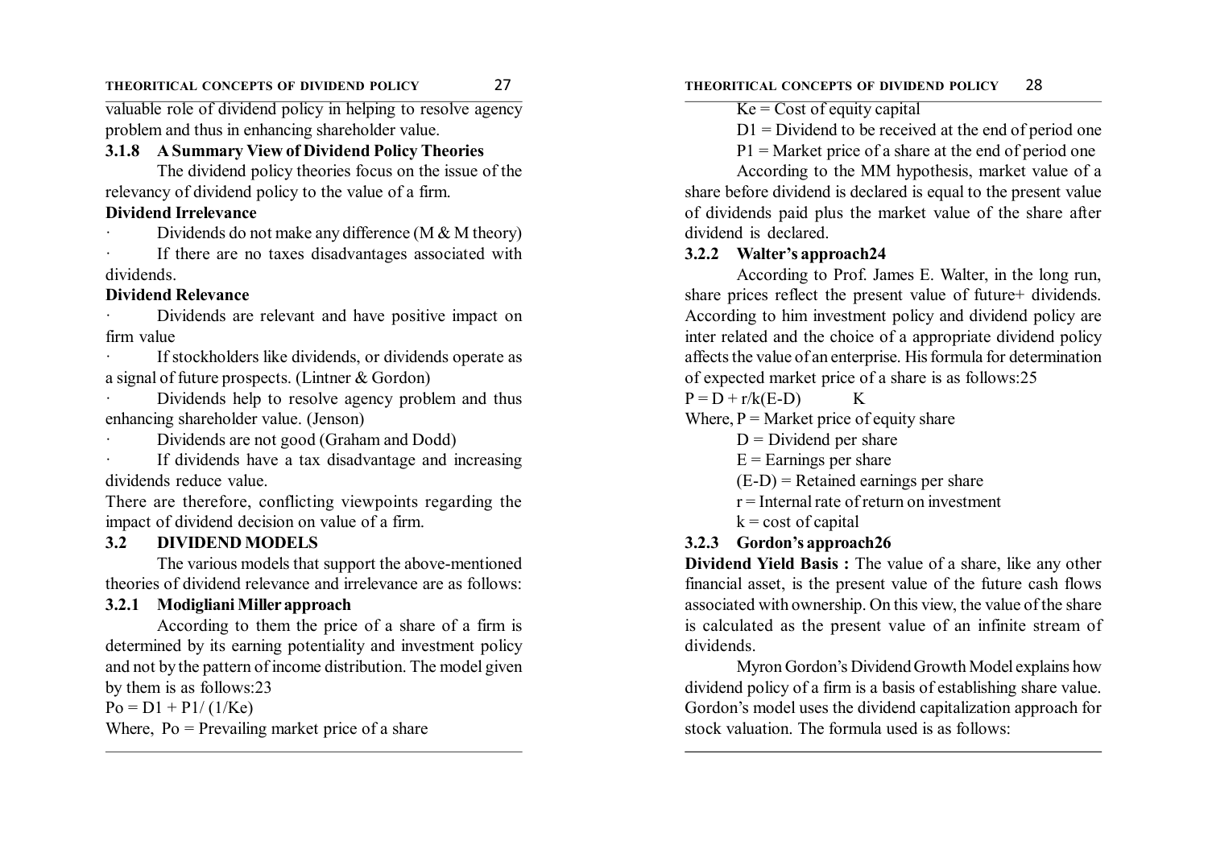valuable role of dividend policy in helping to resolve agency problem and thus in enhancing shareholder value.

### 3.1.8 A Summary View of Dividend Policy Theories

The dividend policy theories focus on the issue of the relevancy of dividend policy to the value of a firm.

**Dividend Irrelevance**

- Dividends do not make any difference (M & M theory)
- If there are no taxes disadvantages associated with dividends.

**Dividend Relevance**

- Dividends are relevant and have positive impact on firm value
- If stockholders like dividends, or dividends operate as a signal of future prospects. (Lintner & Gordon)
- Dividends help to resolve agency problem and thus enhancing shareholder value. (Jenson)
- Dividends are not good (Graham and Dodd)
- If dividends have a tax disadvantage and increasing dividends reduce value.

There are therefore, conflicting viewpoints regarding the impact of dividend decision on value of a firm.

## 3.2 DIVIDEND MODELS

The various models that support the above-mentioned theories of dividend relevance and irrelevance are as follows:

### 3.2.1 Modigliani Miller approach

According to them the price of a share of a firm is determined by its earning potentiality and investment policy and not by the pattern of income distribution. The model given by them is as follows:23

$Po = D1 + P1/ (1/Ke)$

Where, Po = Prevailing market price of a share

Ke = Cost of equity capital

D1 = Dividend to be received at the end of period one

P1 = Market price of a share at the end of period one

According to the MM hypothesis, market value of a share before dividend is declared is equal to the present value of dividends paid plus the market value of the share after dividend is declared.

### 3.2.2 Walter's approach24

According to Prof. James E. Walter, in the long run, share prices reflect the present value of future+ dividends. According to him investment policy and dividend policy are inter related and the choice of a appropriate dividend policy affects the value of an enterprise. His formula for determination of expected market price of a share is as follows:25

$P = D + r/k(E-D)$ K

Where, P = Market price of equity share

D = Dividend per share

E = Earnings per share

(E-D) = Retained earnings per share

r = Internal rate of return on investment

k = cost of capital

### 3.2.3 Gordon's approach26

**Dividend Yield Basis :** The value of a share, like any other financial asset, is the present value of the future cash flows associated with ownership. On this view, the value of the share is calculated as the present value of an infinite stream of dividends.

Myron Gordon's Dividend Growth Model explains how dividend policy of a firm is a basis of establishing share value. Gordon's model uses the dividend capitalization approach for stock valuation. The formula used is as follows: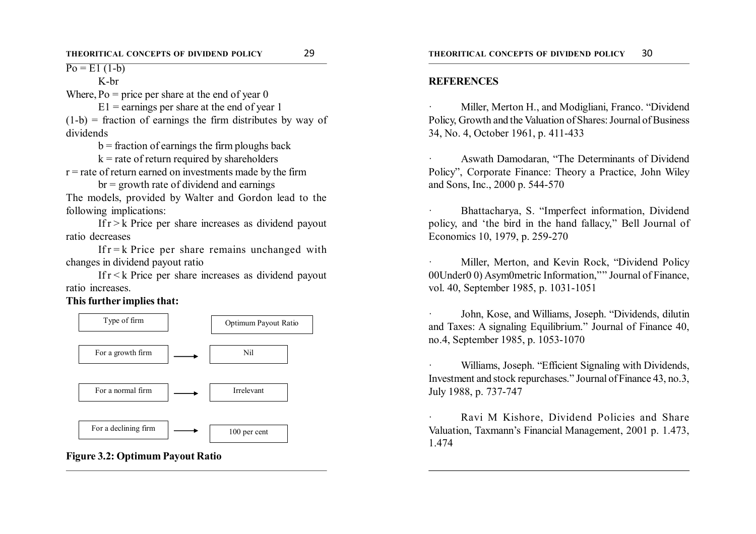$$P_0 = \frac{E_1 (1-b)}{K - br}$$

Where, $P_0$ = price per share at the end of year 0

$E_1$ = earnings per share at the end of year 1

$(1-b)$ = fraction of earnings the firm distributes by way of dividends

$b$ = fraction of earnings the firm ploughs back

$k$ = rate of return required by shareholders

$r$ = rate of return earned on investments made by the firm

$br$ = growth rate of dividend and earnings

The models, provided by Walter and Gordon lead to the following implications:

If $r > k$ Price per share increases as dividend payout ratio decreases

If $r = k$ Price per share remains unchanged with changes in dividend payout ratio

If $r < k$ Price per share increases as dividend payout ratio increases.

**This further implies that:**

| Type of firm | Optimum Payout Ratio |
|---|---|
| For a growth firm → | Nil |
| For a normal firm → | Irrelevant |
| For a declining firm → | 100 per cent |

**Figure 3.2: Optimum Payout Ratio**

## REFERENCES

- Miller, Merton H., and Modigliani, Franco. "Dividend Policy, Growth and the Valuation of Shares: Journal of Business 34, No. 4, October 1961, p. 411-433

- Aswath Damodaran, "The Determinants of Dividend Policy", Corporate Finance: Theory a Practice, John Wiley and Sons, Inc., 2000 p. 544-570

- Bhattacharya, S. "Imperfect information, Dividend policy, and 'the bird in the hand fallacy," Bell Journal of Economics 10, 1979, p. 259-270

- Miller, Merton, and Kevin Rock, "Dividend Policy 00Under0 0) Asym0metric Information,"" Journal of Finance, vol. 40, September 1985, p. 1031-1051

- John, Kose, and Williams, Joseph. "Dividends, dilutin and Taxes: A signaling Equilibrium." Journal of Finance 40, no.4, September 1985, p. 1053-1070

- Williams, Joseph. "Efficient Signaling with Dividends, Investment and stock repurchases." Journal of Finance 43, no.3, July 1988, p. 737-747

- Ravi M Kishore, Dividend Policies and Share Valuation, Taxmann's Financial Management, 2001 p. 1.473, 1.474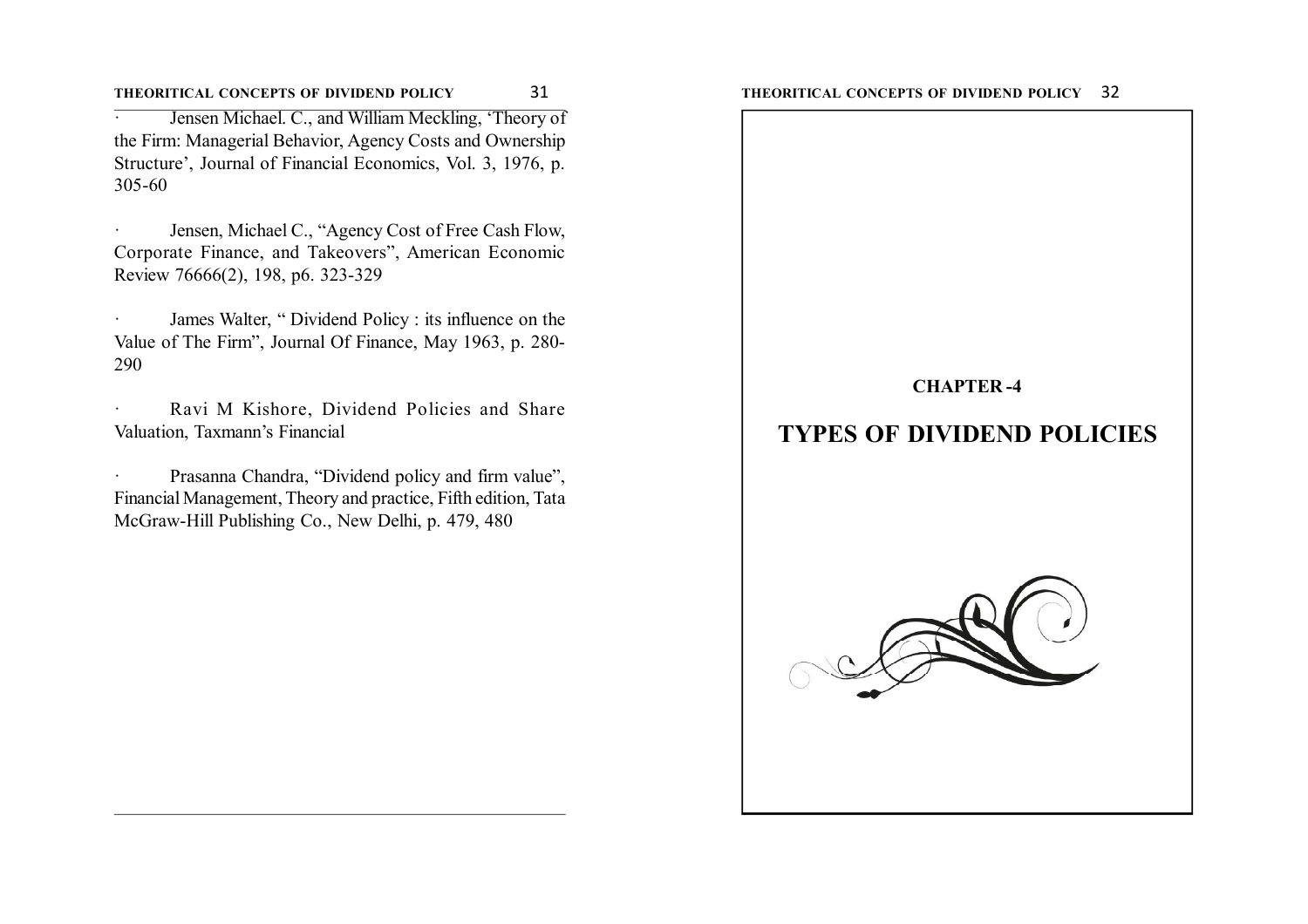- Jensen Michael. C., and William Meckling, 'Theory of the Firm: Managerial Behavior, Agency Costs and Ownership Structure', Journal of Financial Economics, Vol. 3, 1976, p. 305-60

- Jensen, Michael C., "Agency Cost of Free Cash Flow, Corporate Finance, and Takeovers", American Economic Review 76666(2), 198, p6. 323-329

- James Walter, " Dividend Policy : its influence on the Value of The Firm", Journal Of Finance, May 1963, p. 280-290

- Ravi M Kishore, Dividend Policies and Share Valuation, Taxmann's Financial

- Prasanna Chandra, "Dividend policy and firm value", Financial Management, Theory and practice, Fifth edition, Tata McGraw-Hill Publishing Co., New Delhi, p. 479, 480

**CHAPTER -4**

# TYPES OF DIVIDEND POLICIES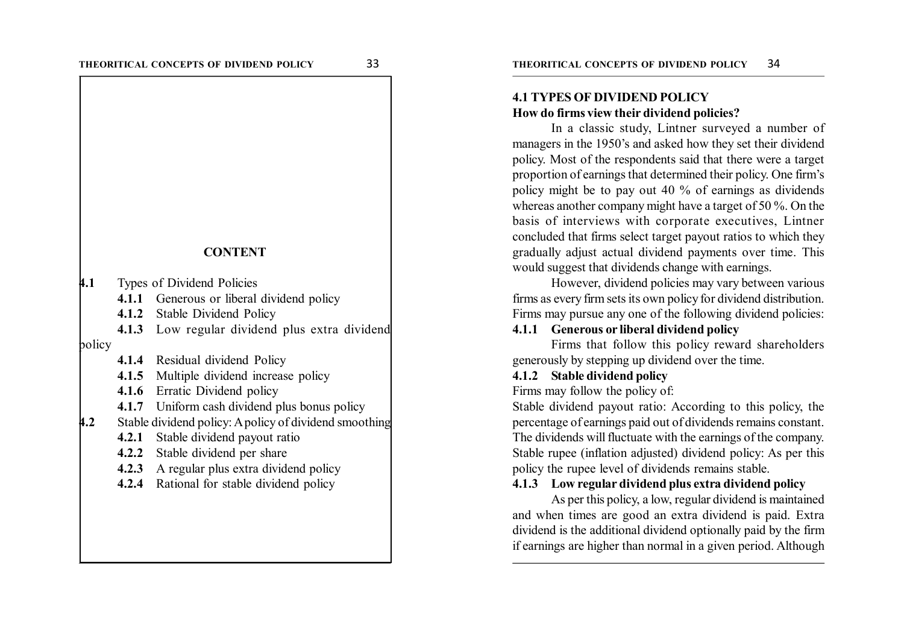## CONTENT

- **4.1** Types of Dividend Policies
  - **4.1.1** Generous or liberal dividend policy
  - **4.1.2** Stable Dividend Policy
  - **4.1.3** Low regular dividend plus extra dividend policy
  - **4.1.4** Residual dividend Policy
  - **4.1.5** Multiple dividend increase policy
  - **4.1.6** Erratic Dividend policy
  - **4.1.7** Uniform cash dividend plus bonus policy
- **4.2** Stable dividend policy: A policy of dividend smoothing
  - **4.2.1** Stable dividend payout ratio
  - **4.2.2** Stable dividend per share
  - **4.2.3** A regular plus extra dividend policy
  - **4.2.4** Rational for stable dividend policy

## 4.1 TYPES OF DIVIDEND POLICY

**How do firms view their dividend policies?**

In a classic study, Lintner surveyed a number of managers in the 1950's and asked how they set their dividend policy. Most of the respondents said that there were a target proportion of earnings that determined their policy. One firm's policy might be to pay out 40 % of earnings as dividends whereas another company might have a target of 50 %. On the basis of interviews with corporate executives, Lintner concluded that firms select target payout ratios to which they gradually adjust actual dividend payments over time. This would suggest that dividends change with earnings.

However, dividend policies may vary between various firms as every firm sets its own policy for dividend distribution. Firms may pursue any one of the following dividend policies:

### 4.1.1 Generous or liberal dividend policy

Firms that follow this policy reward shareholders generously by stepping up dividend over the time.

### 4.1.2 Stable dividend policy

Firms may follow the policy of:

Stable dividend payout ratio: According to this policy, the percentage of earnings paid out of dividends remains constant. The dividends will fluctuate with the earnings of the company.

Stable rupee (inflation adjusted) dividend policy: As per this policy the rupee level of dividends remains stable.

### 4.1.3 Low regular dividend plus extra dividend policy

As per this policy, a low, regular dividend is maintained and when times are good an extra dividend is paid. Extra dividend is the additional dividend optionally paid by the firm if earnings are higher than normal in a given period. Although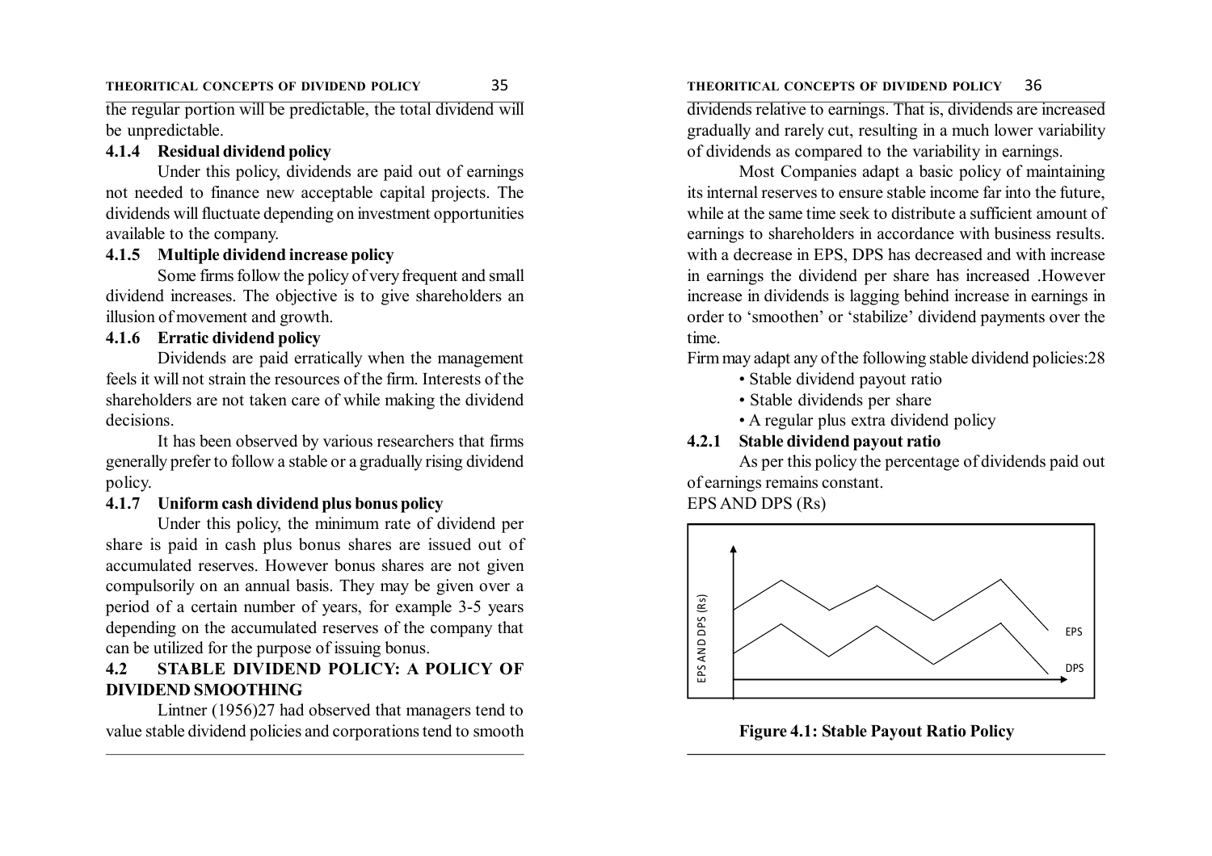the regular portion will be predictable, the total dividend will be unpredictable.

### 4.1.4 Residual dividend policy

Under this policy, dividends are paid out of earnings not needed to finance new acceptable capital projects. The dividends will fluctuate depending on investment opportunities available to the company.

### 4.1.5 Multiple dividend increase policy

Some firms follow the policy of very frequent and small dividend increases. The objective is to give shareholders an illusion of movement and growth.

### 4.1.6 Erratic dividend policy

Dividends are paid erratically when the management feels it will not strain the resources of the firm. Interests of the shareholders are not taken care of while making the dividend decisions.

It has been observed by various researchers that firms generally prefer to follow a stable or a gradually rising dividend policy.

### 4.1.7 Uniform cash dividend plus bonus policy

Under this policy, the minimum rate of dividend per share is paid in cash plus bonus shares are issued out of accumulated reserves. However bonus shares are not given compulsorily on an annual basis. They may be given over a period of a certain number of years, for example 3-5 years depending on the accumulated reserves of the company that can be utilized for the purpose of issuing bonus.

## 4.2 STABLE DIVIDEND POLICY: A POLICY OF DIVIDEND SMOOTHING

Lintner (1956)27 had observed that managers tend to value stable dividend policies and corporations tend to smooth dividends relative to earnings. That is, dividends are increased gradually and rarely cut, resulting in a much lower variability of dividends as compared to the variability in earnings.

Most Companies adapt a basic policy of maintaining its internal reserves to ensure stable income far into the future, while at the same time seek to distribute a sufficient amount of earnings to shareholders in accordance with business results. with a decrease in EPS, DPS has decreased and with increase in earnings the dividend per share has increased .However increase in dividends is lagging behind increase in earnings in order to 'smoothen' or 'stabilize' dividend payments over the time.

Firm may adapt any of the following stable dividend policies:28

- Stable dividend payout ratio
- Stable dividends per share
- A regular plus extra dividend policy

### 4.2.1 Stable dividend payout ratio

As per this policy the percentage of dividends paid out of earnings remains constant.

EPS AND DPS (Rs)

**Figure 4.1: Stable Payout Ratio Policy**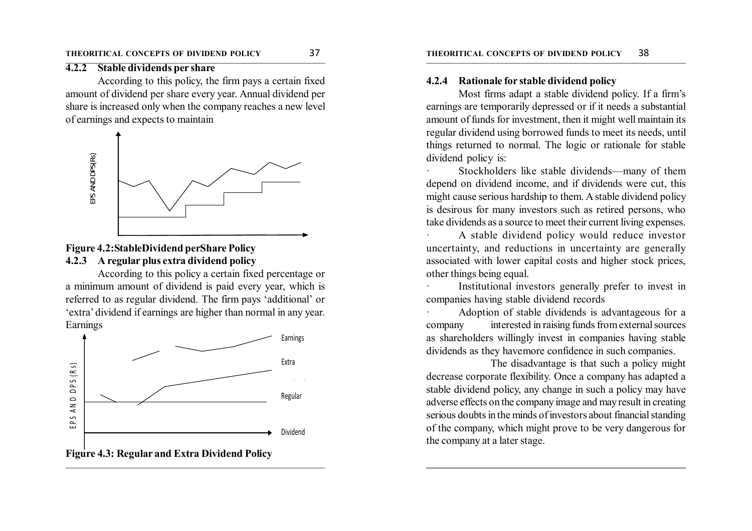### 4.2.2 Stable dividends per share

According to this policy, the firm pays a certain fixed amount of dividend per share every year. Annual dividend per share is increased only when the company reaches a new level of earnings and expects to maintain

**Figure 4.2: Stable Dividend per Share Policy**

### 4.2.3 A regular plus extra dividend policy

According to this policy a certain fixed percentage or a minimum amount of dividend is paid every year, which is referred to as regular dividend. The firm pays 'additional' or 'extra' dividend if earnings are higher than normal in any year. Earnings

**Figure 4.3: Regular and Extra Dividend Policy**

### 4.2.4 Rationale for stable dividend policy

Most firms adapt a stable dividend policy. If a firm's earnings are temporarily depressed or if it needs a substantial amount of funds for investment, then it might well maintain its regular dividend using borrowed funds to meet its needs, until things returned to normal. The logic or rationale for stable dividend policy is:

- Stockholders like stable dividends—many of them depend on dividend income, and if dividends were cut, this might cause serious hardship to them. A stable dividend policy is desirous for many investors such as retired persons, who take dividends as a source to meet their current living expenses.
- A stable dividend policy would reduce investor uncertainty, and reductions in uncertainty are generally associated with lower capital costs and higher stock prices, other things being equal.
- Institutional investors generally prefer to invest in companies having stable dividend records
- Adoption of stable dividends is advantageous for a company interested in raising funds from external sources as shareholders willingly invest in companies having stable dividends as they havemore confidence in such companies.

The disadvantage is that such a policy might decrease corporate flexibility. Once a company has adapted a stable dividend policy, any change in such a policy may have adverse effects on the company image and may result in creating serious doubts in the minds of investors about financial standing of the company, which might prove to be very dangerous for the company at a later stage.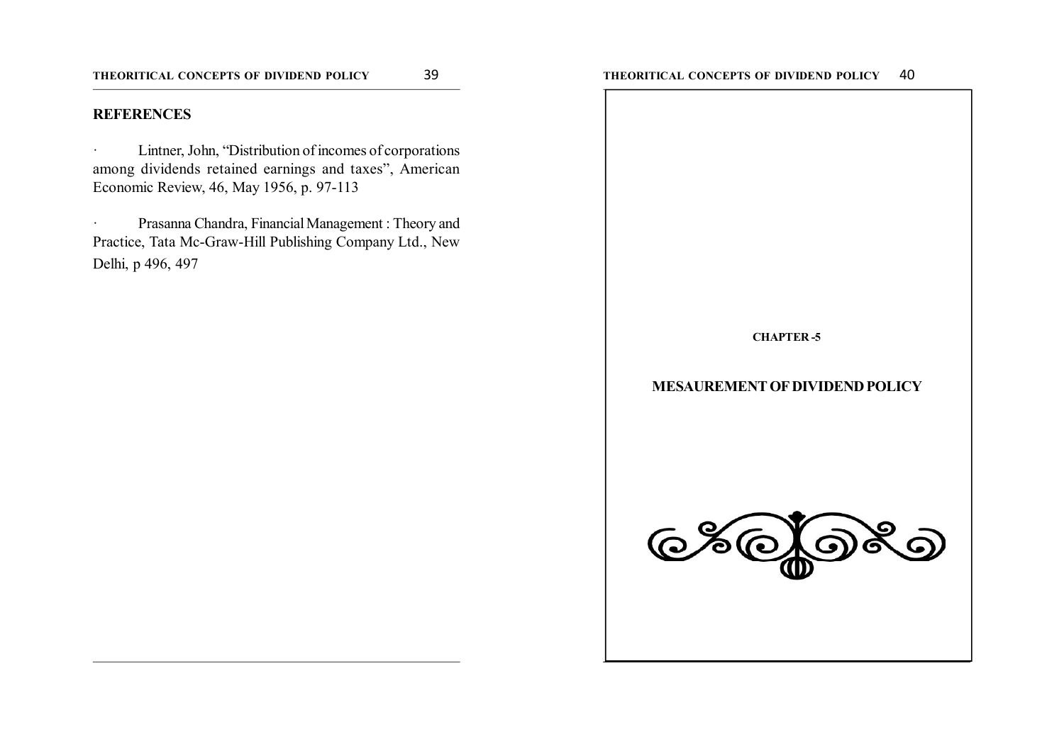## REFERENCES

- Lintner, John, "Distribution of incomes of corporations among dividends retained earnings and taxes", American Economic Review, 46, May 1956, p. 97-113
- Prasanna Chandra, Financial Management : Theory and Practice, Tata Mc-Graw-Hill Publishing Company Ltd., New Delhi, p 496, 497

**CHAPTER -5**

# MESAUREMENT OF DIVIDEND POLICY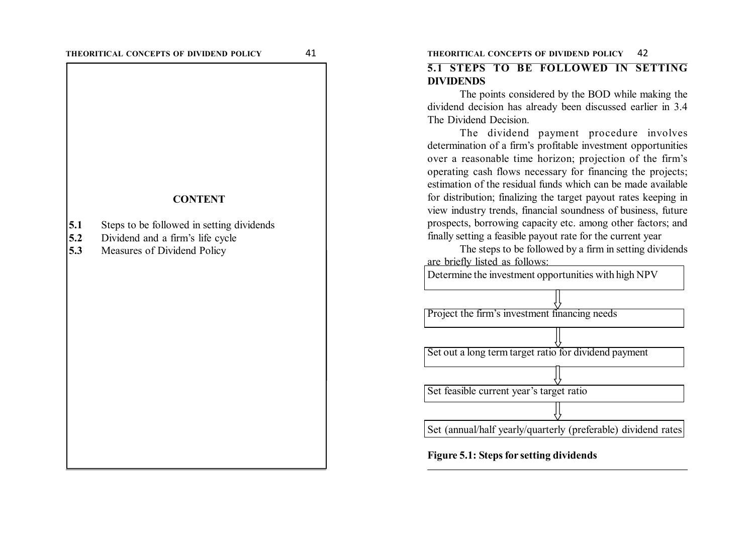**CONTENT**

- **5.1** Steps to be followed in setting dividends
- **5.2** Dividend and a firm's life cycle
- **5.3** Measures of Dividend Policy

## 5.1 STEPS TO BE FOLLOWED IN SETTING DIVIDENDS

The points considered by the BOD while making the dividend decision has already been discussed earlier in 3.4 The Dividend Decision.

The dividend payment procedure involves determination of a firm's profitable investment opportunities over a reasonable time horizon; projection of the firm's operating cash flows necessary for financing the projects; estimation of the residual funds which can be made available for distribution; finalizing the target payout rates keeping in view industry trends, financial soundness of business, future prospects, borrowing capacity etc. among other factors; and finally setting a feasible payout rate for the current year

The steps to be followed by a firm in setting dividends are briefly listed as follows:

Determine the investment opportunities with high NPV

⇓

Project the firm's investment financing needs

⇓

Set out a long term target ratio for dividend payment

⇓

Set feasible current year's target ratio

⇓

Set (annual/half yearly/quarterly (preferable) dividend rates

**Figure 5.1: Steps for setting dividends**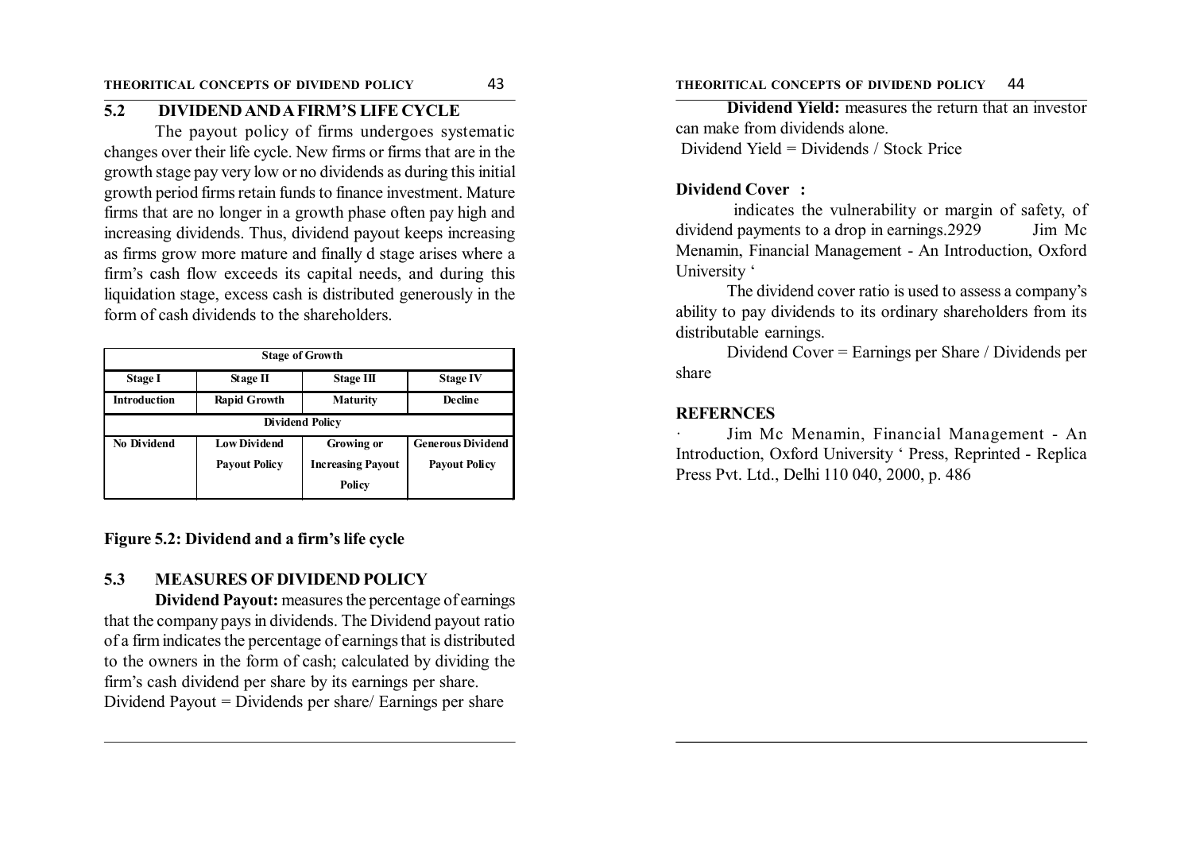## 5.2 DIVIDEND AND A FIRM'S LIFE CYCLE

The payout policy of firms undergoes systematic changes over their life cycle. New firms or firms that are in the growth stage pay very low or no dividends as during this initial growth period firms retain funds to finance investment. Mature firms that are no longer in a growth phase often pay high and increasing dividends. Thus, dividend payout keeps increasing as firms grow more mature and finally d stage arises where a firm's cash flow exceeds its capital needs, and during this liquidation stage, excess cash is distributed generously in the form of cash dividends to the shareholders.

| Stage of Growth | | | |
|---|---|---|---|
| **Stage I** | **Stage II** | **Stage III** | **Stage IV** |
| **Introduction** | **Rapid Growth** | **Maturity** | **Decline** |
| **Dividend Policy** | | | |
| **No Dividend** | **Low Dividend Payout Policy** | **Growing or Increasing Payout Policy** | **Generous Dividend Payout Policy** |

**Figure 5.2: Dividend and a firm's life cycle**

## 5.3 MEASURES OF DIVIDEND POLICY

**Dividend Payout:** measures the percentage of earnings that the company pays in dividends. The Dividend payout ratio of a firm indicates the percentage of earnings that is distributed to the owners in the form of cash; calculated by dividing the firm's cash dividend per share by its earnings per share.

Dividend Payout = Dividends per share/ Earnings per share

**Dividend Yield:** measures the return that an investor can make from dividends alone.

Dividend Yield = Dividends / Stock Price

**Dividend Cover :**

indicates the vulnerability or margin of safety, of dividend payments to a drop in earnings.2929 Jim Mc Menamin, Financial Management - An Introduction, Oxford University '

The dividend cover ratio is used to assess a company's ability to pay dividends to its ordinary shareholders from its distributable earnings.

Dividend Cover = Earnings per Share / Dividends per share

**REFERNCES**

· Jim Mc Menamin, Financial Management - An Introduction, Oxford University ' Press, Reprinted - Replica Press Pvt. Ltd., Delhi 110 040, 2000, p. 486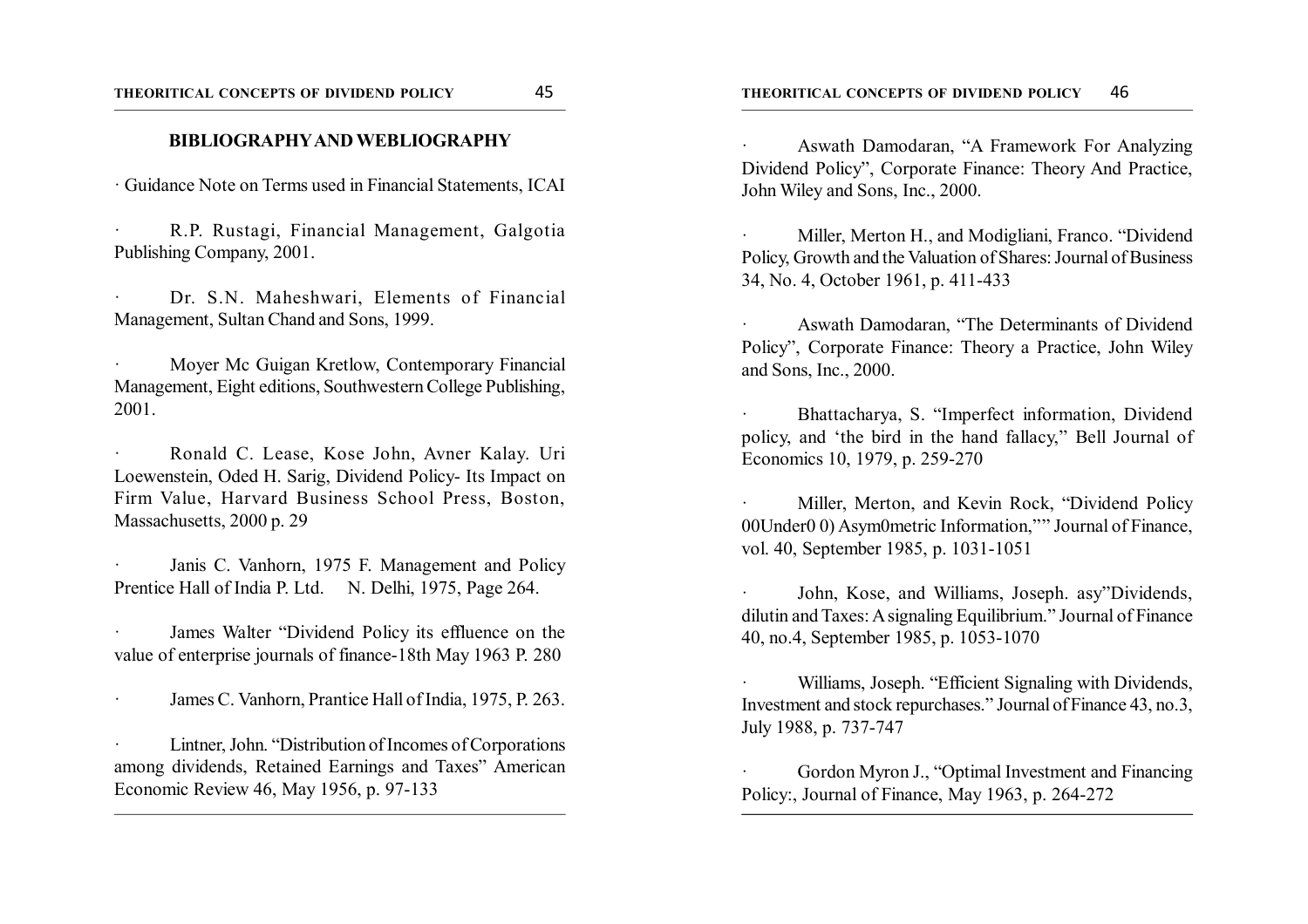## BIBLIOGRAPHY AND WEBLIOGRAPHY

· Guidance Note on Terms used in Financial Statements, ICAI

· R.P. Rustagi, Financial Management, Galgotia Publishing Company, 2001.

· Dr. S.N. Maheshwari, Elements of Financial Management, Sultan Chand and Sons, 1999.

· Moyer Mc Guigan Kretlow, Contemporary Financial Management, Eight editions, Southwestern College Publishing, 2001.

· Ronald C. Lease, Kose John, Avner Kalay. Uri Loewenstein, Oded H. Sarig, Dividend Policy- Its Impact on Firm Value, Harvard Business School Press, Boston, Massachusetts, 2000 p. 29

· Janis C. Vanhorn, 1975 F. Management and Policy Prentice Hall of India P. Ltd. N. Delhi, 1975, Page 264.

· James Walter "Dividend Policy its effluence on the value of enterprise journals of finance-18th May 1963 P. 280

· James C. Vanhorn, Prantice Hall of India, 1975, P. 263.

· Lintner, John. "Distribution of Incomes of Corporations among dividends, Retained Earnings and Taxes" American Economic Review 46, May 1956, p. 97-133

· Aswath Damodaran, "A Framework For Analyzing Dividend Policy", Corporate Finance: Theory And Practice, John Wiley and Sons, Inc., 2000.

· Miller, Merton H., and Modigliani, Franco. "Dividend Policy, Growth and the Valuation of Shares: Journal of Business 34, No. 4, October 1961, p. 411-433

· Aswath Damodaran, "The Determinants of Dividend Policy", Corporate Finance: Theory a Practice, John Wiley and Sons, Inc., 2000.

· Bhattacharya, S. "Imperfect information, Dividend policy, and 'the bird in the hand fallacy," Bell Journal of Economics 10, 1979, p. 259-270

· Miller, Merton, and Kevin Rock, "Dividend Policy 00Under0 0) Asym0metric Information,"" Journal of Finance, vol. 40, September 1985, p. 1031-1051

· John, Kose, and Williams, Joseph. asy"Dividends, dilutin and Taxes: A signaling Equilibrium." Journal of Finance 40, no.4, September 1985, p. 1053-1070

· Williams, Joseph. "Efficient Signaling with Dividends, Investment and stock repurchases." Journal of Finance 43, no.3, July 1988, p. 737-747

· Gordon Myron J., "Optimal Investment and Financing Policy:, Journal of Finance, May 1963, p. 264-272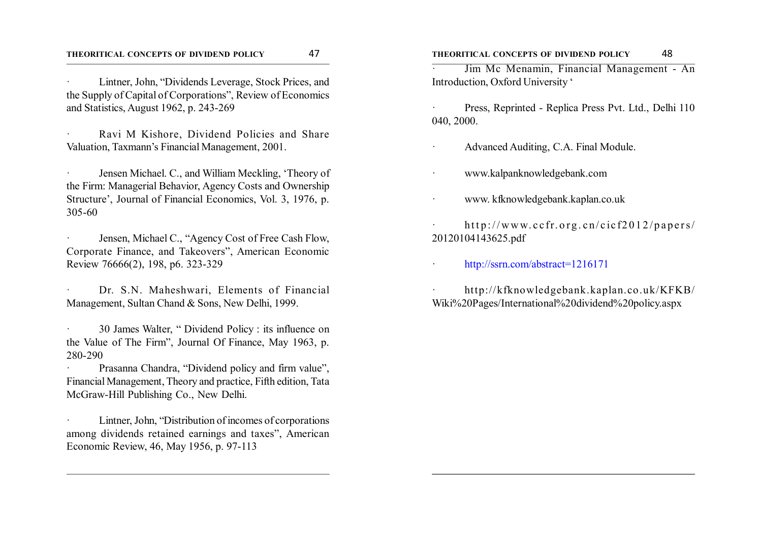- Lintner, John, "Dividends Leverage, Stock Prices, and the Supply of Capital of Corporations", Review of Economics and Statistics, August 1962, p. 243-269

- Ravi M Kishore, Dividend Policies and Share Valuation, Taxmann's Financial Management, 2001.

- Jensen Michael. C., and William Meckling, 'Theory of the Firm: Managerial Behavior, Agency Costs and Ownership Structure', Journal of Financial Economics, Vol. 3, 1976, p. 305-60

- Jensen, Michael C., "Agency Cost of Free Cash Flow, Corporate Finance, and Takeovers", American Economic Review 76666(2), 198, p6. 323-329

- Dr. S.N. Maheshwari, Elements of Financial Management, Sultan Chand & Sons, New Delhi, 1999.

- 30 James Walter, " Dividend Policy : its influence on the Value of The Firm", Journal Of Finance, May 1963, p. 280-290

- Prasanna Chandra, "Dividend policy and firm value", Financial Management, Theory and practice, Fifth edition, Tata McGraw-Hill Publishing Co., New Delhi.

- Lintner, John, "Distribution of incomes of corporations among dividends retained earnings and taxes", American Economic Review, 46, May 1956, p. 97-113

- Jim Mc Menamin, Financial Management - An Introduction, Oxford University '

- Press, Reprinted - Replica Press Pvt. Ltd., Delhi 110 040, 2000.

- Advanced Auditing, C.A. Final Module.

- www.kalpanknowledgebank.com

- www. kfknowledgebank.kaplan.co.uk

- http://www.ccfr.org.cn/cicf2012/papers/20120104143625.pdf

- http://ssrn.com/abstract=1216171

- http://kfknowledgebank.kaplan.co.uk/KFKB/Wiki%20Pages/International%20dividend%20policy.aspx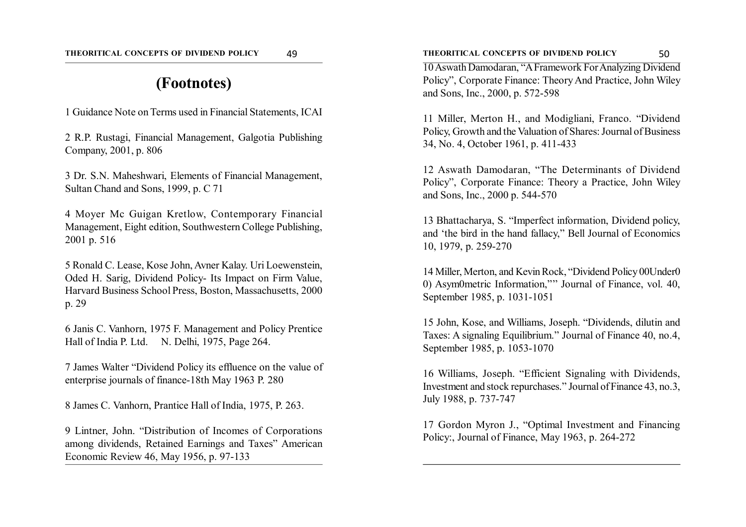# (Footnotes)

1 Guidance Note on Terms used in Financial Statements, ICAI

2 R.P. Rustagi, Financial Management, Galgotia Publishing Company, 2001, p. 806

3 Dr. S.N. Maheshwari, Elements of Financial Management, Sultan Chand and Sons, 1999, p. C 71

4 Moyer Mc Guigan Kretlow, Contemporary Financial Management, Eight edition, Southwestern College Publishing, 2001 p. 516

5 Ronald C. Lease, Kose John, Avner Kalay. Uri Loewenstein, Oded H. Sarig, Dividend Policy- Its Impact on Firm Value, Harvard Business School Press, Boston, Massachusetts, 2000 p. 29

6 Janis C. Vanhorn, 1975 F. Management and Policy Prentice Hall of India P. Ltd. N. Delhi, 1975, Page 264.

7 James Walter "Dividend Policy its effluence on the value of enterprise journals of finance-18th May 1963 P. 280

8 James C. Vanhorn, Prantice Hall of India, 1975, P. 263.

9 Lintner, John. "Distribution of Incomes of Corporations among dividends, Retained Earnings and Taxes" American Economic Review 46, May 1956, p. 97-133

10 Aswath Damodaran, "A Framework For Analyzing Dividend Policy", Corporate Finance: Theory And Practice, John Wiley and Sons, Inc., 2000, p. 572-598

11 Miller, Merton H., and Modigliani, Franco. "Dividend Policy, Growth and the Valuation of Shares: Journal of Business 34, No. 4, October 1961, p. 411-433

12 Aswath Damodaran, "The Determinants of Dividend Policy", Corporate Finance: Theory a Practice, John Wiley and Sons, Inc., 2000 p. 544-570

13 Bhattacharya, S. "Imperfect information, Dividend policy, and 'the bird in the hand fallacy," Bell Journal of Economics 10, 1979, p. 259-270

14 Miller, Merton, and Kevin Rock, "Dividend Policy 00Under0 0) Asym0metric Information,"" Journal of Finance, vol. 40, September 1985, p. 1031-1051

15 John, Kose, and Williams, Joseph. "Dividends, dilutin and Taxes: A signaling Equilibrium." Journal of Finance 40, no.4, September 1985, p. 1053-1070

16 Williams, Joseph. "Efficient Signaling with Dividends, Investment and stock repurchases." Journal of Finance 43, no.3, July 1988, p. 737-747

17 Gordon Myron J., "Optimal Investment and Financing Policy:, Journal of Finance, May 1963, p. 264-272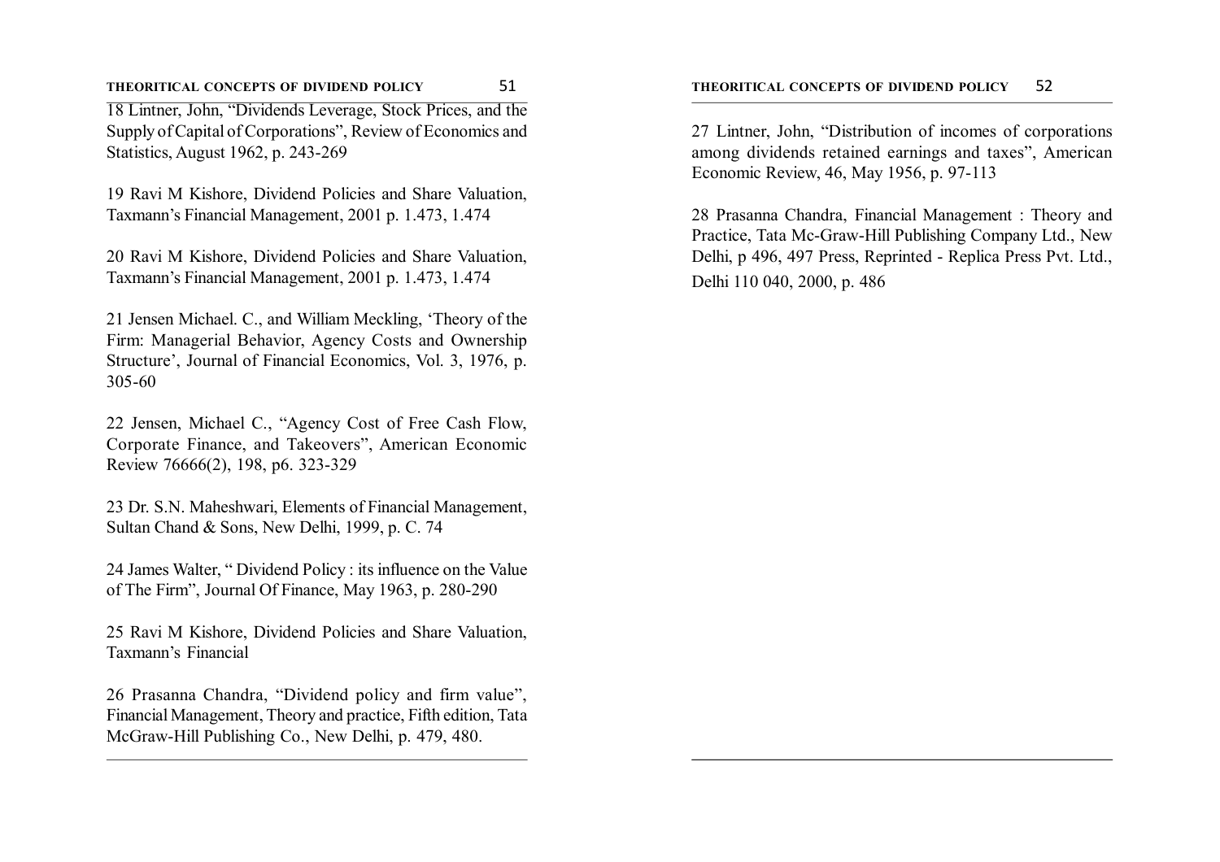18 Lintner, John, "Dividends Leverage, Stock Prices, and the Supply of Capital of Corporations", Review of Economics and Statistics, August 1962, p. 243-269

19 Ravi M Kishore, Dividend Policies and Share Valuation, Taxmann's Financial Management, 2001 p. 1.473, 1.474

20 Ravi M Kishore, Dividend Policies and Share Valuation, Taxmann's Financial Management, 2001 p. 1.473, 1.474

21 Jensen Michael. C., and William Meckling, 'Theory of the Firm: Managerial Behavior, Agency Costs and Ownership Structure', Journal of Financial Economics, Vol. 3, 1976, p. 305-60

22 Jensen, Michael C., "Agency Cost of Free Cash Flow, Corporate Finance, and Takeovers", American Economic Review 76666(2), 198, p6. 323-329

23 Dr. S.N. Maheshwari, Elements of Financial Management, Sultan Chand & Sons, New Delhi, 1999, p. C. 74

24 James Walter, " Dividend Policy : its influence on the Value of The Firm", Journal Of Finance, May 1963, p. 280-290

25 Ravi M Kishore, Dividend Policies and Share Valuation, Taxmann's Financial

26 Prasanna Chandra, "Dividend policy and firm value", Financial Management, Theory and practice, Fifth edition, Tata McGraw-Hill Publishing Co., New Delhi, p. 479, 480.

27 Lintner, John, "Distribution of incomes of corporations among dividends retained earnings and taxes", American Economic Review, 46, May 1956, p. 97-113

28 Prasanna Chandra, Financial Management : Theory and Practice, Tata Mc-Graw-Hill Publishing Company Ltd., New Delhi, p 496, 497 Press, Reprinted - Replica Press Pvt. Ltd., Delhi 110 040, 2000, p. 486